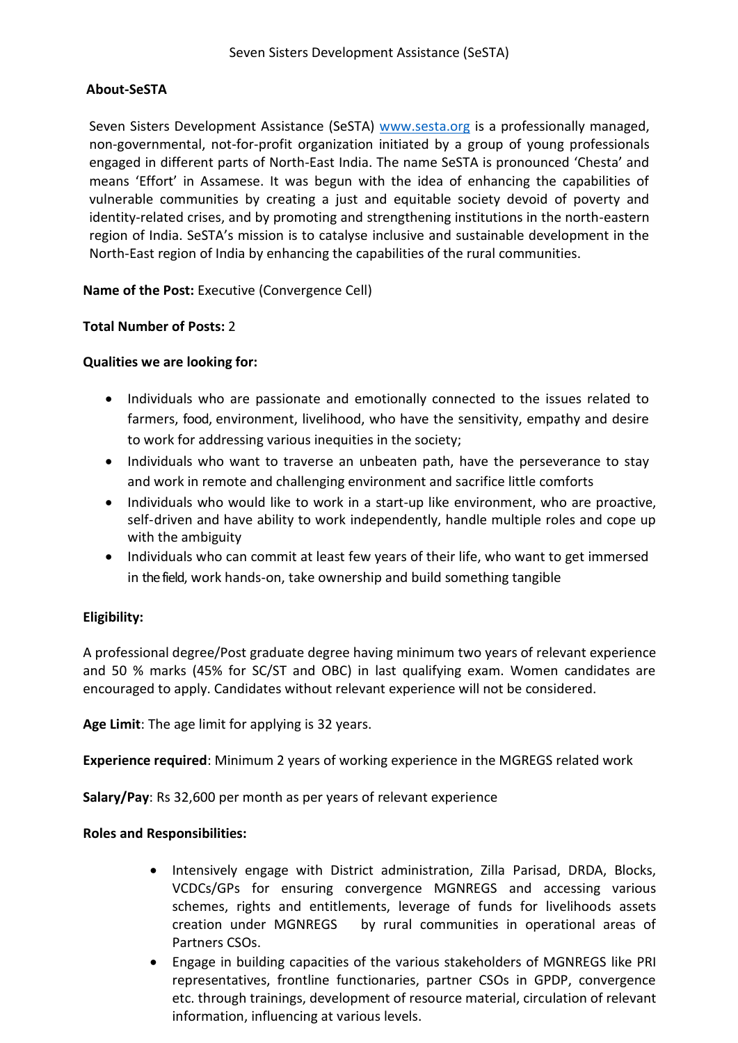Seven Sisters Development Assistance (SeSTA)

## About-SeSTA

Seven Sisters Development Assistance (SeSTA) [www.sesta.org](http://www.sesta.org) is a professionally managed, non-governmental, not-for-profit organization initiated by a group of young professionals engaged in different parts of North-East India. The name SeSTA is pronounced 'Chesta' and means 'Effort' in Assamese. It was begun with the idea of enhancing the capabilities of vulnerable communities by creating a just and equitable society devoid of poverty and identity-related crises, and by promoting and strengthening institutions in the north-eastern region of India. SeSTA's mission is to catalyse inclusive and sustainable development in the North-East region of India by enhancing the capabilities of the rural communities.

**Name of the Post:** Executive (Convergence Cell)

**Total Number of Posts:** 2

**Qualities we are looking for:**

- Individuals who are passionate and emotionally connected to the issues related to farmers, food, environment, livelihood, who have the sensitivity, empathy and desire to work for addressing various inequities in the society;
- Individuals who want to traverse an unbeaten path, have the perseverance to stay and work in remote and challenging environment and sacrifice little comforts
- Individuals who would like to work in a start-up like environment, who are proactive, self-driven and have ability to work independently, handle multiple roles and cope up with the ambiguity
- Individuals who can commit at least few years of their life, who want to get immersed in the field, work hands-on, take ownership and build something tangible

**Eligibility:**

A professional degree/Post graduate degree having minimum two years of relevant experience and 50 % marks (45% for SC/ST and OBC) in last qualifying exam. Women candidates are encouraged to apply. Candidates without relevant experience will not be considered.

**Age Limit**: The age limit for applying is 32 years.

**Experience required**: Minimum 2 years of working experience in the MGREGS related work

**Salary/Pay**: Rs 32,600 per month as per years of relevant experience

**Roles and Responsibilities:**

- Intensively engage with District administration, Zilla Parisad, DRDA, Blocks, VCDCs/GPs for ensuring convergence MGNREGS and accessing various schemes, rights and entitlements, leverage of funds for livelihoods assets creation under MGNREGS by rural communities in operational areas of Partners CSOs.
- Engage in building capacities of the various stakeholders of MGNREGS like PRI representatives, frontline functionaries, partner CSOs in GPDP, convergence etc. through trainings, development of resource material, circulation of relevant information, influencing at various levels.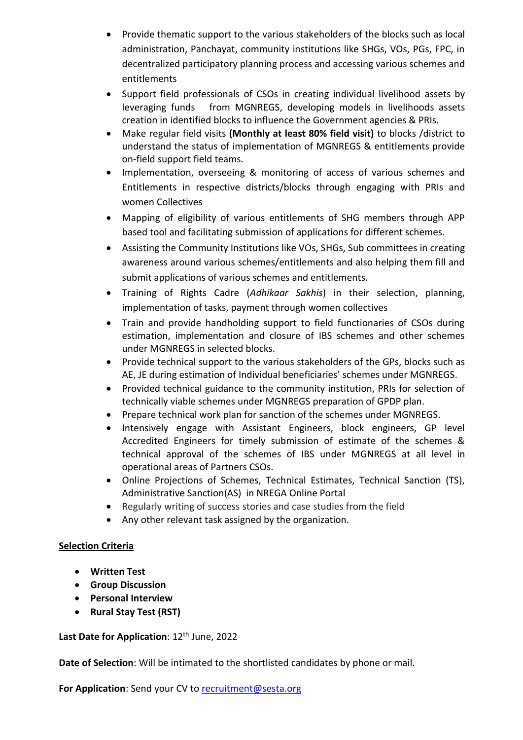- Provide thematic support to the various stakeholders of the blocks such as local administration, Panchayat, community institutions like SHGs, VOs, PGs, FPC, in decentralized participatory planning process and accessing various schemes and entitlements
- Support field professionals of CSOs in creating individual livelihood assets by leveraging funds from MGNREGS, developing models in livelihoods assets creation in identified blocks to influence the Government agencies & PRIs.
- Make regular field visits **(Monthly at least 80% field visit)** to blocks /district to understand the status of implementation of MGNREGS & entitlements provide on-field support field teams.
- Implementation, overseeing & monitoring of access of various schemes and Entitlements in respective districts/blocks through engaging with PRIs and women Collectives
- Mapping of eligibility of various entitlements of SHG members through APP based tool and facilitating submission of applications for different schemes.
- Assisting the Community Institutions like VOs, SHGs, Sub committees in creating awareness around various schemes/entitlements and also helping them fill and submit applications of various schemes and entitlements.
- Training of Rights Cadre (*Adhikaar Sakhis*) in their selection, planning, implementation of tasks, payment through women collectives
- Train and provide handholding support to field functionaries of CSOs during estimation, implementation and closure of IBS schemes and other schemes under MGNREGS in selected blocks.
- Provide technical support to the various stakeholders of the GPs, blocks such as AE, JE during estimation of Individual beneficiaries' schemes under MGNREGS.
- Provided technical guidance to the community institution, PRIs for selection of technically viable schemes under MGNREGS preparation of GPDP plan.
- Prepare technical work plan for sanction of the schemes under MGNREGS.
- Intensively engage with Assistant Engineers, block engineers, GP level Accredited Engineers for timely submission of estimate of the schemes & technical approval of the schemes of IBS under MGNREGS at all level in operational areas of Partners CSOs.
- Online Projections of Schemes, Technical Estimates, Technical Sanction (TS), Administrative Sanction(AS) in NREGA Online Portal
- Regularly writing of success stories and case studies from the field
- Any other relevant task assigned by the organization.

**Selection Criteria**

- **Written Test**
- **Group Discussion**
- **Personal Interview**
- **Rural Stay Test (RST)**

**Last Date for Application**: 12th June, 2022

**Date of Selection**: Will be intimated to the shortlisted candidates by phone or mail.

**For Application**: Send your CV to recruitment@sesta.org